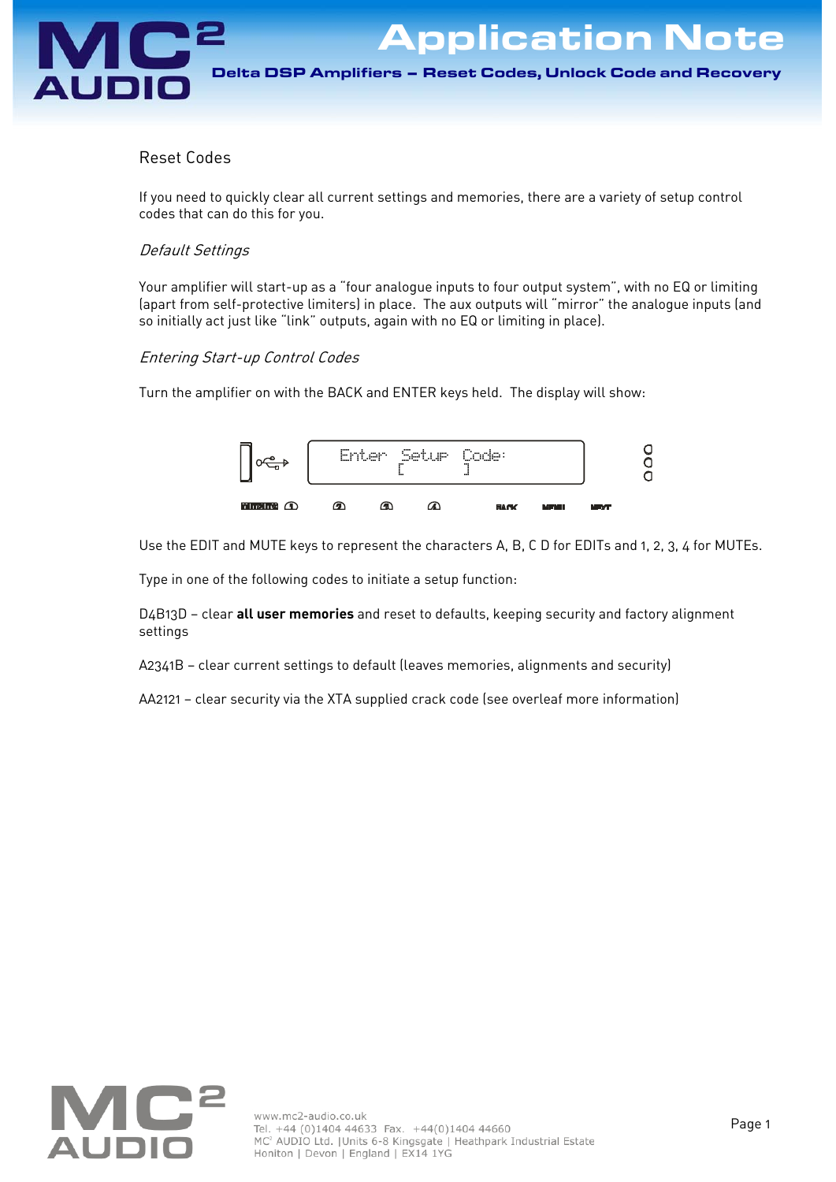# Reset Codes

If you need to quickly clear all current settings and memories, there are a variety of setup control codes that can do this for you.

### *Default Settings*

Your amplifier will start-up as a "four analogue inputs to four output system", with no EQ or limiting (apart from self-protective limiters) in place. The aux outputs will "mirror" the analogue inputs (and so initially act just like "link" outputs, again with no EQ or limiting in place).

### *Entering Start-up Control Codes*

Turn the amplifier on with the BACK and ENTER keys held. The display will show:

```
Enter Setup Code:
[            ]
```

Use the EDIT and MUTE keys to represent the characters A, B, C D for EDITs and 1, 2, 3, 4 for MUTEs.

Type in one of the following codes to initiate a setup function:

D4B13D – clear **all user memories** and reset to defaults, keeping security and factory alignment settings

A2341B – clear current settings to default (leaves memories, alignments and security)

AA2121 – clear security via the XTA supplied crack code (see overleaf more information)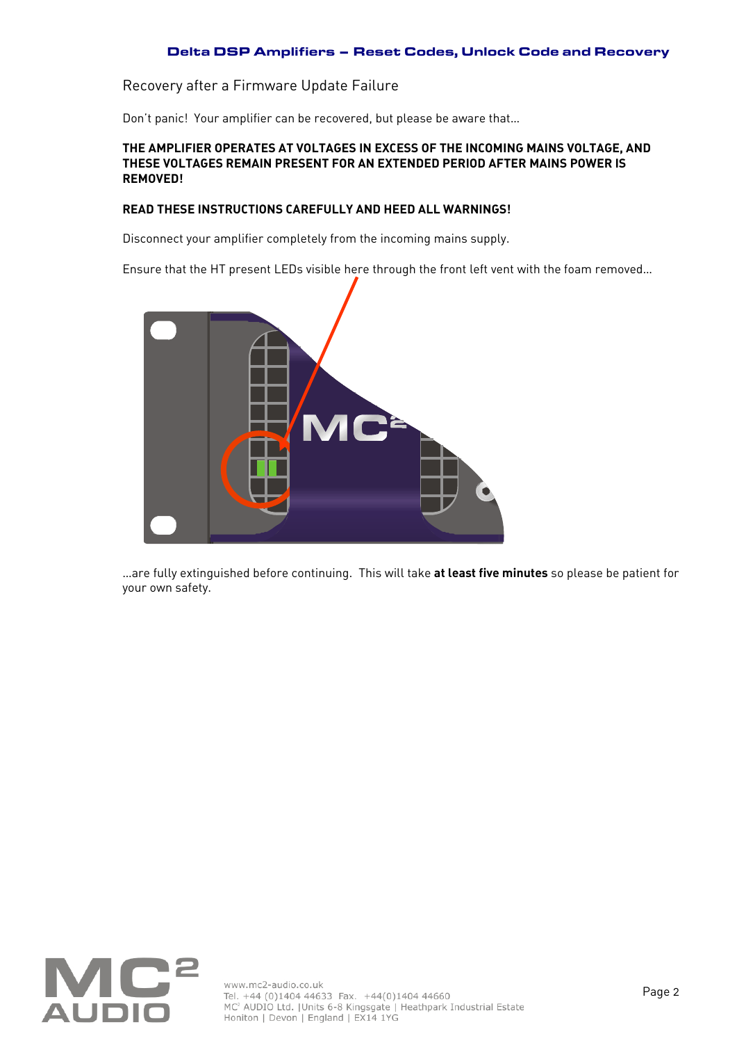## Recovery after a Firmware Update Failure

Don't panic! Your amplifier can be recovered, but please be aware that…

**THE AMPLIFIER OPERATES AT VOLTAGES IN EXCESS OF THE INCOMING MAINS VOLTAGE, AND THESE VOLTAGES REMAIN PRESENT FOR AN EXTENDED PERIOD AFTER MAINS POWER IS REMOVED!**

**READ THESE INSTRUCTIONS CAREFULLY AND HEED ALL WARNINGS!**

Disconnect your amplifier completely from the incoming mains supply.

Ensure that the HT present LEDs visible here through the front left vent with the foam removed…

…are fully extinguished before continuing. This will take **at least five minutes** so please be patient for your own safety.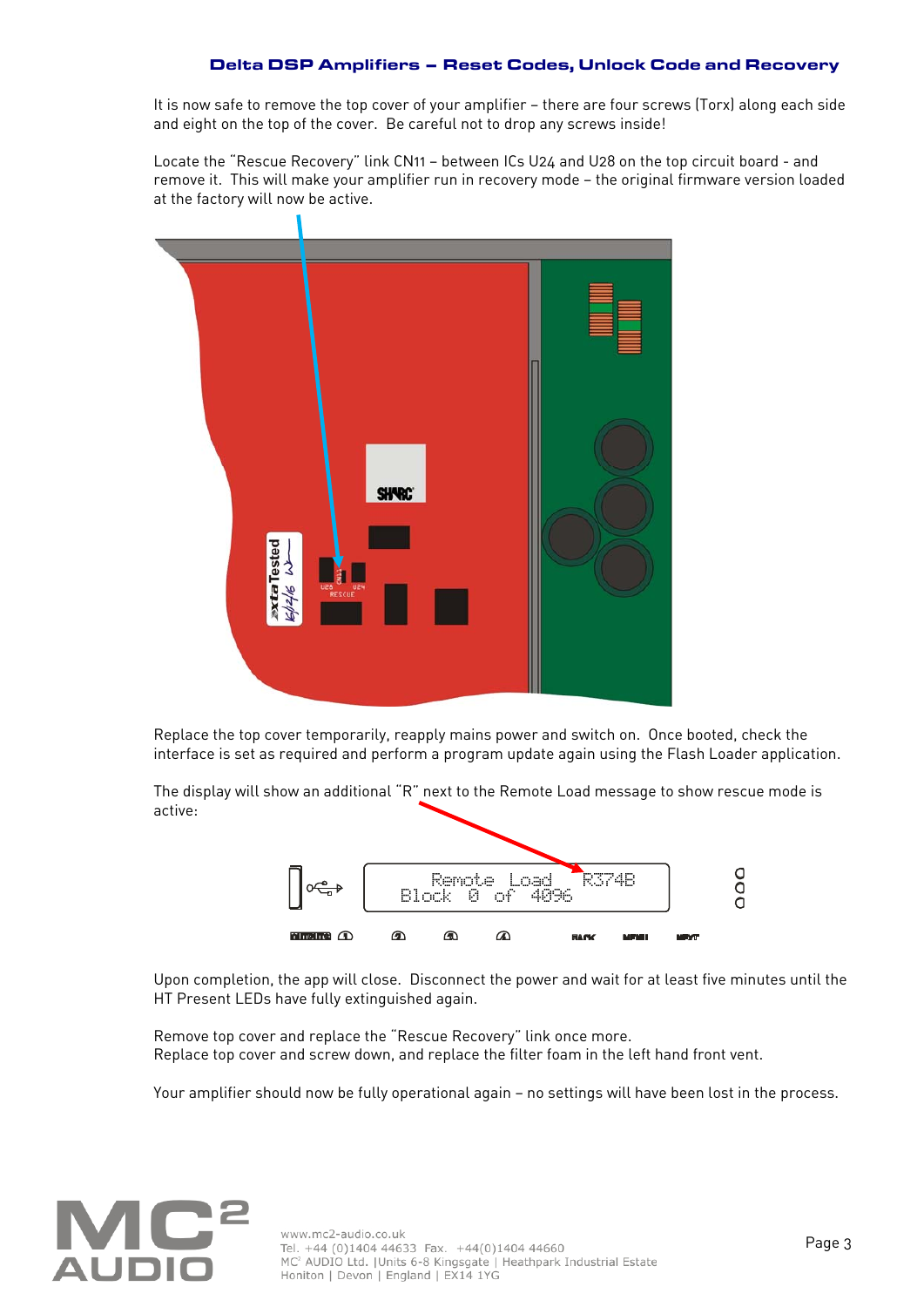It is now safe to remove the top cover of your amplifier – there are four screws (Torx) along each side and eight on the top of the cover. Be careful not to drop any screws inside!

Locate the "Rescue Recovery" link CN11 – between ICs U24 and U28 on the top circuit board - and remove it. This will make your amplifier run in recovery mode – the original firmware version loaded at the factory will now be active.

Replace the top cover temporarily, reapply mains power and switch on. Once booted, check the interface is set as required and perform a program update again using the Flash Loader application.

The display will show an additional "R" next to the Remote Load message to show rescue mode is active:

Upon completion, the app will close. Disconnect the power and wait for at least five minutes until the HT Present LEDs have fully extinguished again.

Remove top cover and replace the "Rescue Recovery" link once more.
Replace top cover and screw down, and replace the filter foam in the left hand front vent.

Your amplifier should now be fully operational again – no settings will have been lost in the process.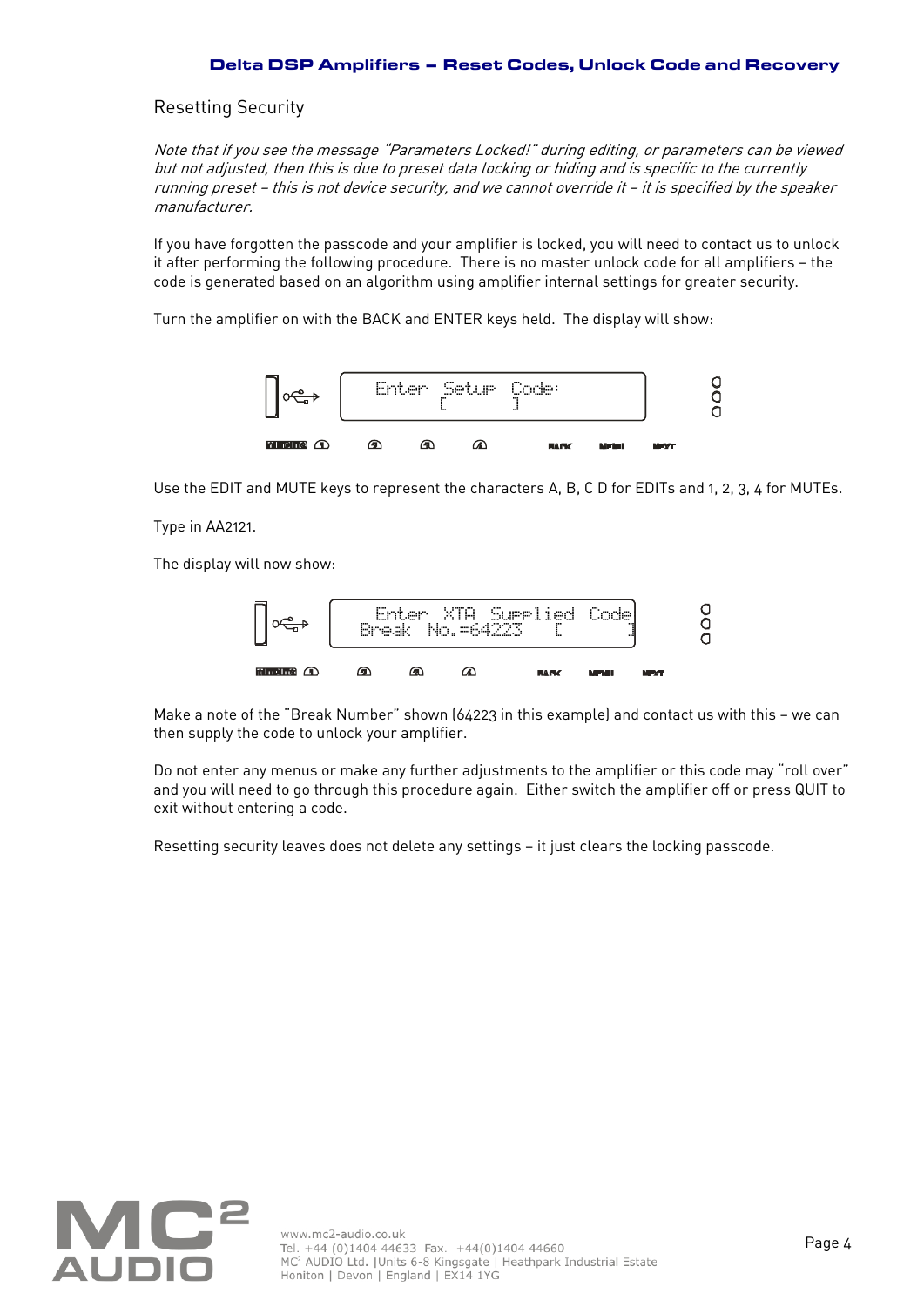## Resetting Security

*Note that if you see the message "Parameters Locked!" during editing, or parameters can be viewed but not adjusted, then this is due to preset data locking or hiding and is specific to the currently running preset – this is not device security, and we cannot override it – it is specified by the speaker manufacturer.*

If you have forgotten the passcode and your amplifier is locked, you will need to contact us to unlock it after performing the following procedure. There is no master unlock code for all amplifiers – the code is generated based on an algorithm using amplifier internal settings for greater security.

Turn the amplifier on with the BACK and ENTER keys held. The display will show:

Enter Setup Code:
[ ]

Use the EDIT and MUTE keys to represent the characters A, B, C D for EDITs and 1, 2, 3, 4 for MUTEs.

Type in AA2121.

The display will now show:

Enter XTA Supplied Code
Break No.=64223 [ ]

Make a note of the "Break Number" shown (64223 in this example) and contact us with this – we can then supply the code to unlock your amplifier.

Do not enter any menus or make any further adjustments to the amplifier or this code may "roll over" and you will need to go through this procedure again. Either switch the amplifier off or press QUIT to exit without entering a code.

Resetting security leaves does not delete any settings – it just clears the locking passcode.